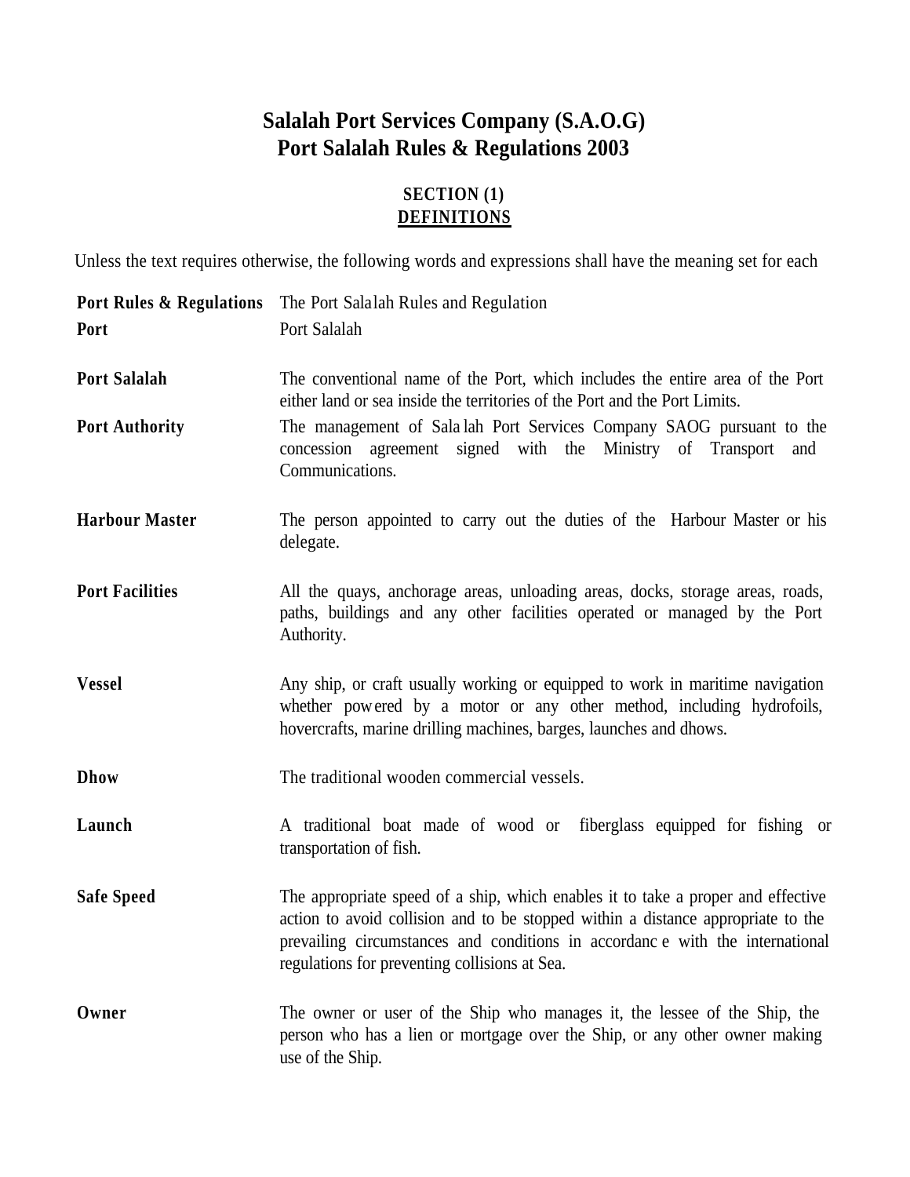# Salalah Port Services Company (S.A.O.G)
# Port Salalah Rules & Regulations 2003

## SECTION (1)
## DEFINITIONS

Unless the text requires otherwise, the following words and expressions shall have the meaning set for each

| | |
|---|---|
| **Port Rules & Regulations** | The Port Salalah Rules and Regulation |
| **Port** | Port Salalah |
| **Port Salalah** | The conventional name of the Port, which includes the entire area of the Port either land or sea inside the territories of the Port and the Port Limits. |
| **Port Authority** | The management of Salalah Port Services Company SAOG pursuant to the concession agreement signed with the Ministry of Transport and Communications. |
| **Harbour Master** | The person appointed to carry out the duties of the Harbour Master or his delegate. |
| **Port Facilities** | All the quays, anchorage areas, unloading areas, docks, storage areas, roads, paths, buildings and any other facilities operated or managed by the Port Authority. |
| **Vessel** | Any ship, or craft usually working or equipped to work in maritime navigation whether powered by a motor or any other method, including hydrofoils, hovercrafts, marine drilling machines, barges, launches and dhows. |
| **Dhow** | The traditional wooden commercial vessels. |
| **Launch** | A traditional boat made of wood or fiberglass equipped for fishing or transportation of fish. |
| **Safe Speed** | The appropriate speed of a ship, which enables it to take a proper and effective action to avoid collision and to be stopped within a distance appropriate to the prevailing circumstances and conditions in accordance with the international regulations for preventing collisions at Sea. |
| **Owner** | The owner or user of the Ship who manages it, the lessee of the Ship, the person who has a lien or mortgage over the Ship, or any other owner making use of the Ship. |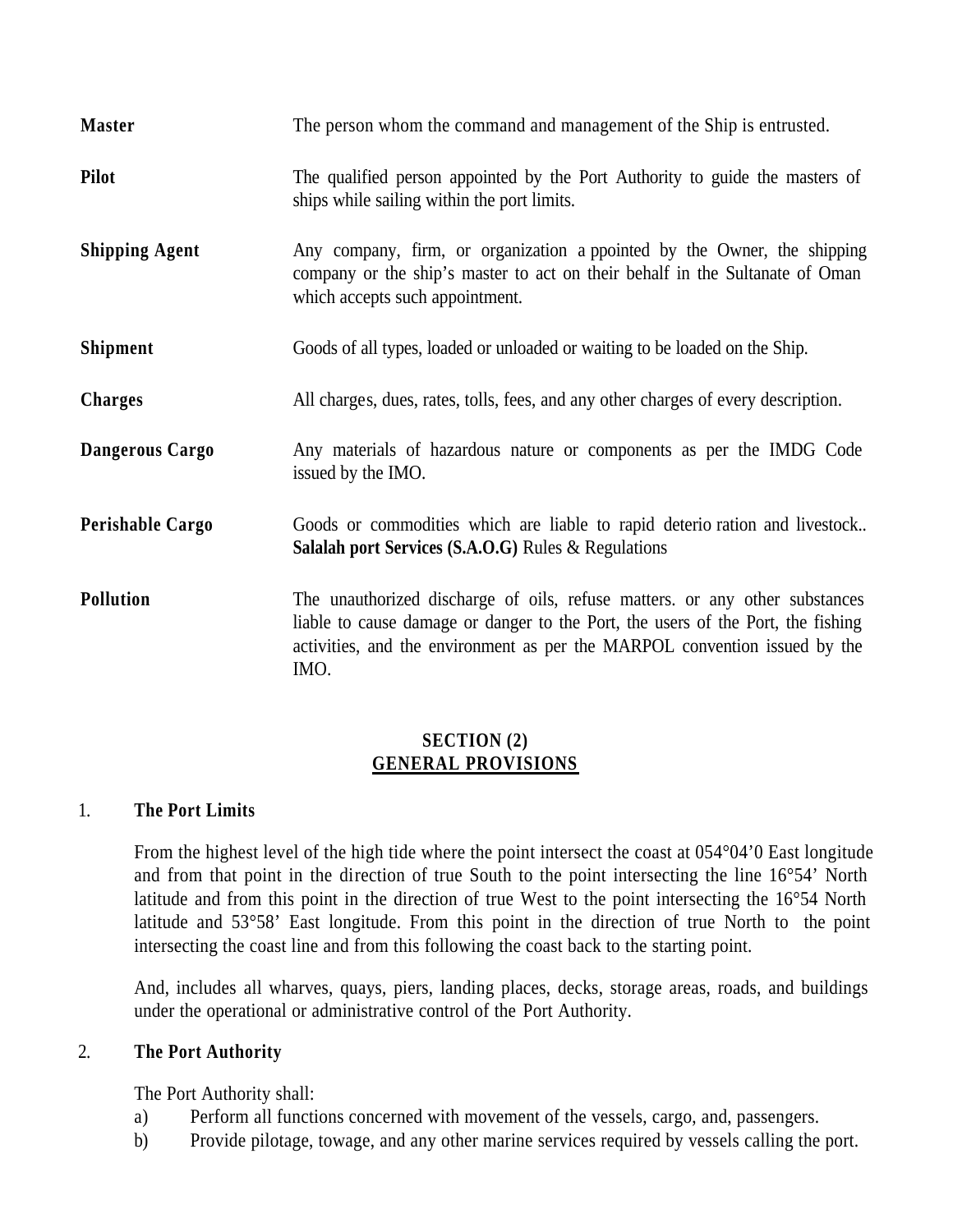| | |
|---|---|
| **Master** | The person whom the command and management of the Ship is entrusted. |
| **Pilot** | The qualified person appointed by the Port Authority to guide the masters of ships while sailing within the port limits. |
| **Shipping Agent** | Any company, firm, or organization appointed by the Owner, the shipping company or the ship's master to act on their behalf in the Sultanate of Oman which accepts such appointment. |
| **Shipment** | Goods of all types, loaded or unloaded or waiting to be loaded on the Ship. |
| **Charges** | All charges, dues, rates, tolls, fees, and any other charges of every description. |
| **Dangerous Cargo** | Any materials of hazardous nature or components as per the IMDG Code issued by the IMO. |
| **Perishable Cargo** | Goods or commodities which are liable to rapid deterioration and livestock.. **Salalah port Services (S.A.O.G)** Rules & Regulations |
| **Pollution** | The unauthorized discharge of oils, refuse matters. or any other substances liable to cause damage or danger to the Port, the users of the Port, the fishing activities, and the environment as per the MARPOL convention issued by the IMO. |

## SECTION (2)
## GENERAL PROVISIONS

1. **The Port Limits**

   From the highest level of the high tide where the point intersect the coast at 054°04'0 East longitude and from that point in the direction of true South to the point intersecting the line 16°54' North latitude and from this point in the direction of true West to the point intersecting the 16°54 North latitude and 53°58' East longitude. From this point in the direction of true North to the point intersecting the coast line and from this following the coast back to the starting point.

   And, includes all wharves, quays, piers, landing places, decks, storage areas, roads, and buildings under the operational or administrative control of the Port Authority.

2. **The Port Authority**

   The Port Authority shall:

   a) Perform all functions concerned with movement of the vessels, cargo, and, passengers.
   b) Provide pilotage, towage, and any other marine services required by vessels calling the port.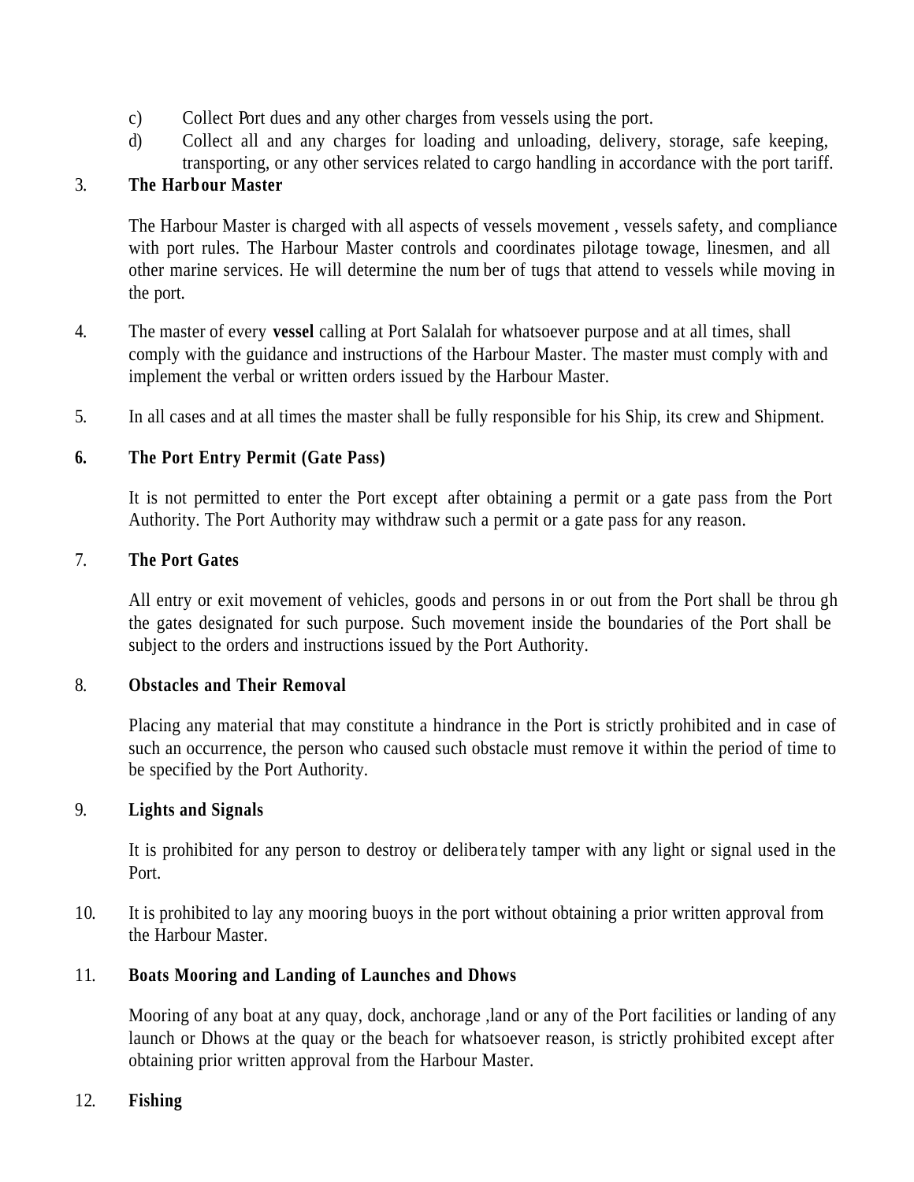c) Collect Port dues and any other charges from vessels using the port.

d) Collect all and any charges for loading and unloading, delivery, storage, safe keeping, transporting, or any other services related to cargo handling in accordance with the port tariff.

3. **The Harbour Master**

   The Harbour Master is charged with all aspects of vessels movement , vessels safety, and compliance with port rules. The Harbour Master controls and coordinates pilotage towage, linesmen, and all other marine services. He will determine the number of tugs that attend to vessels while moving in the port.

4. The master of every **vessel** calling at Port Salalah for whatsoever purpose and at all times, shall comply with the guidance and instructions of the Harbour Master. The master must comply with and implement the verbal or written orders issued by the Harbour Master.

5. In all cases and at all times the master shall be fully responsible for his Ship, its crew and Shipment.

6. **The Port Entry Permit (Gate Pass)**

   It is not permitted to enter the Port except after obtaining a permit or a gate pass from the Port Authority. The Port Authority may withdraw such a permit or a gate pass for any reason.

7. **The Port Gates**

   All entry or exit movement of vehicles, goods and persons in or out from the Port shall be through the gates designated for such purpose. Such movement inside the boundaries of the Port shall be subject to the orders and instructions issued by the Port Authority.

8. **Obstacles and Their Removal**

   Placing any material that may constitute a hindrance in the Port is strictly prohibited and in case of such an occurrence, the person who caused such obstacle must remove it within the period of time to be specified by the Port Authority.

9. **Lights and Signals**

   It is prohibited for any person to destroy or deliberately tamper with any light or signal used in the Port.

10. It is prohibited to lay any mooring buoys in the port without obtaining a prior written approval from the Harbour Master.

11. **Boats Mooring and Landing of Launches and Dhows**

    Mooring of any boat at any quay, dock, anchorage ,land or any of the Port facilities or landing of any launch or Dhows at the quay or the beach for whatsoever reason, is strictly prohibited except after obtaining prior written approval from the Harbour Master.

12. **Fishing**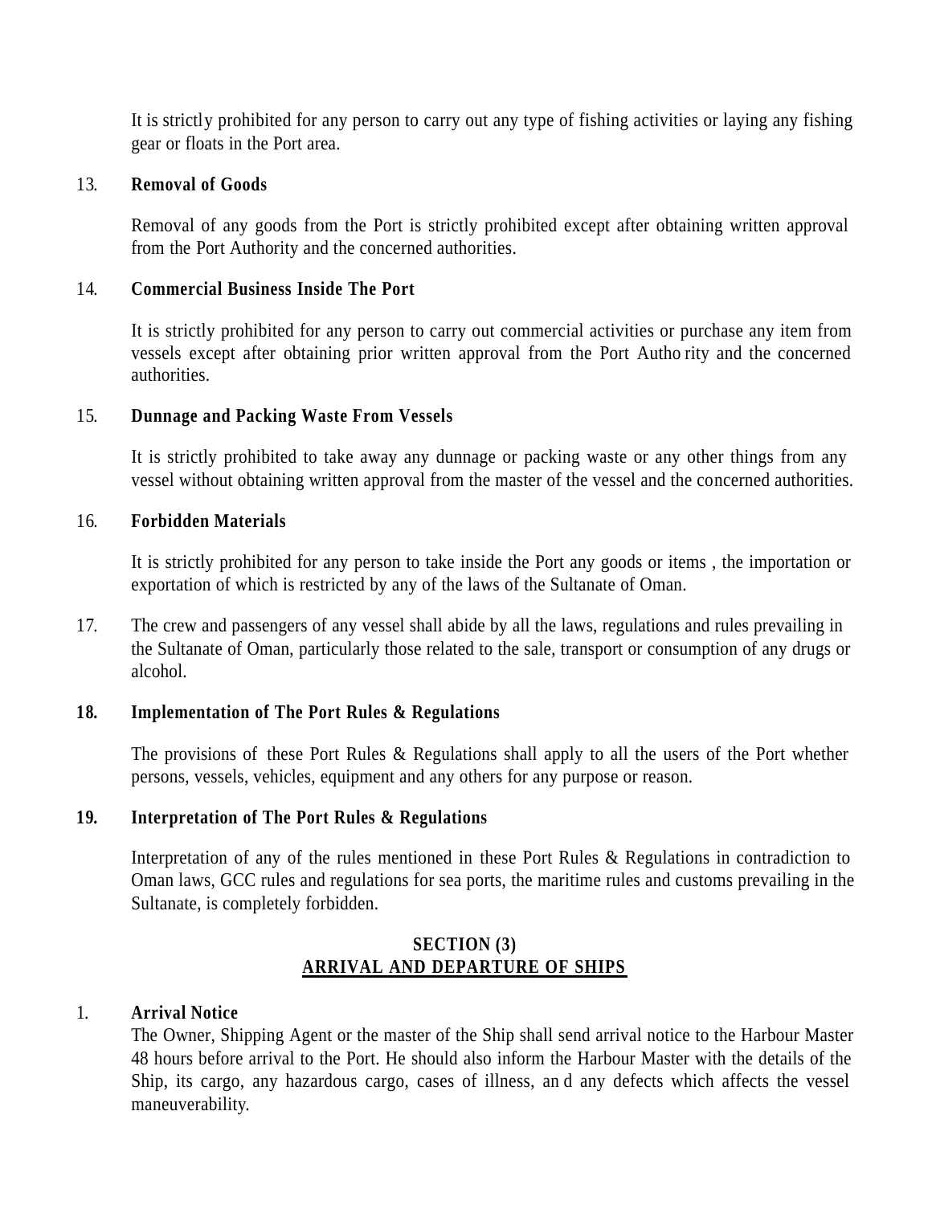It is strictly prohibited for any person to carry out any type of fishing activities or laying any fishing gear or floats in the Port area.

13. **Removal of Goods**

Removal of any goods from the Port is strictly prohibited except after obtaining written approval from the Port Authority and the concerned authorities.

14. **Commercial Business Inside The Port**

It is strictly prohibited for any person to carry out commercial activities or purchase any item from vessels except after obtaining prior written approval from the Port Authority and the concerned authorities.

15. **Dunnage and Packing Waste From Vessels**

It is strictly prohibited to take away any dunnage or packing waste or any other things from any vessel without obtaining written approval from the master of the vessel and the concerned authorities.

16. **Forbidden Materials**

It is strictly prohibited for any person to take inside the Port any goods or items , the importation or exportation of which is restricted by any of the laws of the Sultanate of Oman.

17. The crew and passengers of any vessel shall abide by all the laws, regulations and rules prevailing in the Sultanate of Oman, particularly those related to the sale, transport or consumption of any drugs or alcohol.

**18. Implementation of The Port Rules & Regulations**

The provisions of these Port Rules & Regulations shall apply to all the users of the Port whether persons, vessels, vehicles, equipment and any others for any purpose or reason.

**19. Interpretation of The Port Rules & Regulations**

Interpretation of any of the rules mentioned in these Port Rules & Regulations in contradiction to Oman laws, GCC rules and regulations for sea ports, the maritime rules and customs prevailing in the Sultanate, is completely forbidden.

## SECTION (3)
## ARRIVAL AND DEPARTURE OF SHIPS

1. **Arrival Notice**
The Owner, Shipping Agent or the master of the Ship shall send arrival notice to the Harbour Master 48 hours before arrival to the Port. He should also inform the Harbour Master with the details of the Ship, its cargo, any hazardous cargo, cases of illness, and any defects which affects the vessel maneuverability.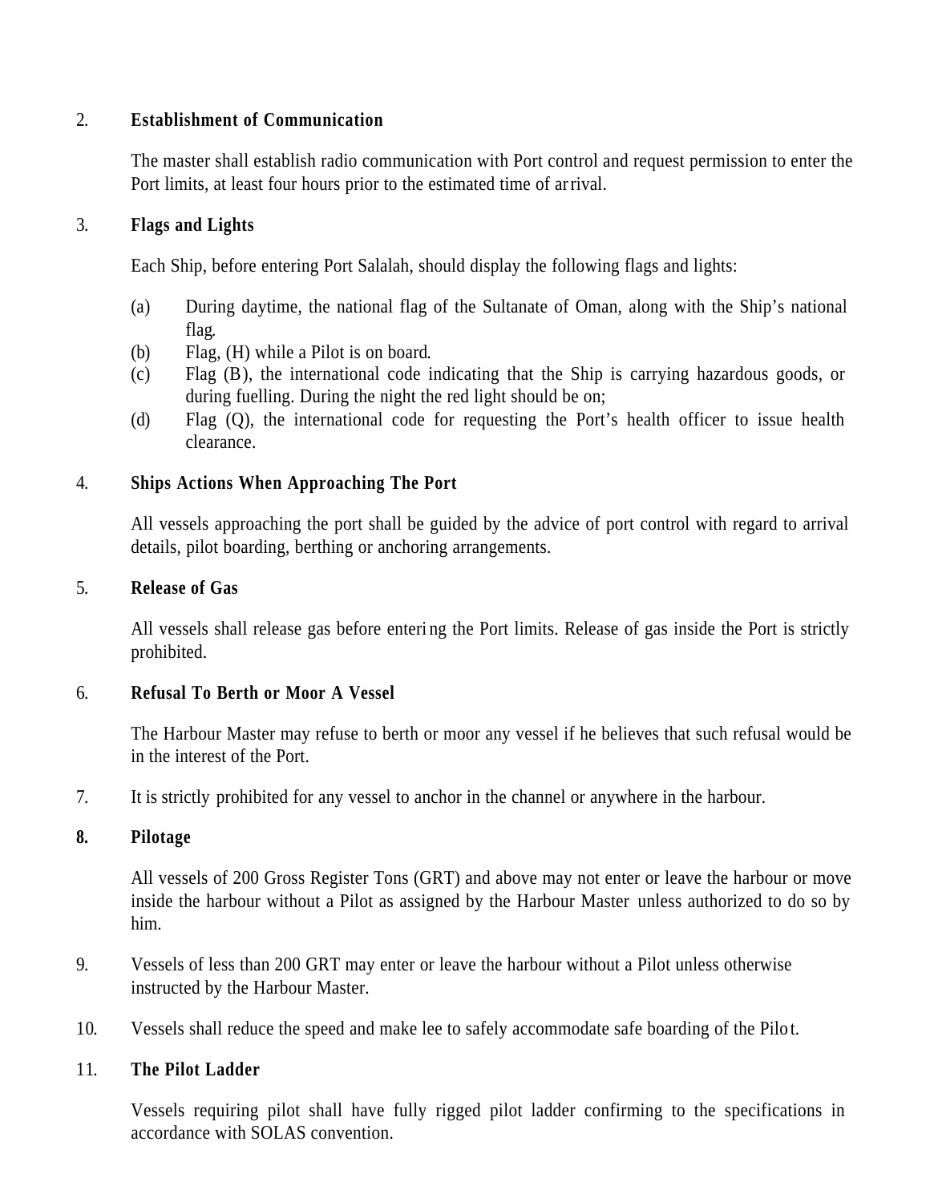2. **Establishment of Communication**

The master shall establish radio communication with Port control and request permission to enter the Port limits, at least four hours prior to the estimated time of arrival.

3. **Flags and Lights**

Each Ship, before entering Port Salalah, should display the following flags and lights:

(a) During daytime, the national flag of the Sultanate of Oman, along with the Ship's national flag.
(b) Flag, (H) while a Pilot is on board.
(c) Flag (B), the international code indicating that the Ship is carrying hazardous goods, or during fuelling. During the night the red light should be on;
(d) Flag (Q), the international code for requesting the Port's health officer to issue health clearance.

4. **Ships Actions When Approaching The Port**

All vessels approaching the port shall be guided by the advice of port control with regard to arrival details, pilot boarding, berthing or anchoring arrangements.

5. **Release of Gas**

All vessels shall release gas before entering the Port limits. Release of gas inside the Port is strictly prohibited.

6. **Refusal To Berth or Moor A Vessel**

The Harbour Master may refuse to berth or moor any vessel if he believes that such refusal would be in the interest of the Port.

7. It is strictly prohibited for any vessel to anchor in the channel or anywhere in the harbour.

**8. Pilotage**

All vessels of 200 Gross Register Tons (GRT) and above may not enter or leave the harbour or move inside the harbour without a Pilot as assigned by the Harbour Master unless authorized to do so by him.

9. Vessels of less than 200 GRT may enter or leave the harbour without a Pilot unless otherwise instructed by the Harbour Master.

10. Vessels shall reduce the speed and make lee to safely accommodate safe boarding of the Pilot.

11. **The Pilot Ladder**

Vessels requiring pilot shall have fully rigged pilot ladder confirming to the specifications in accordance with SOLAS convention.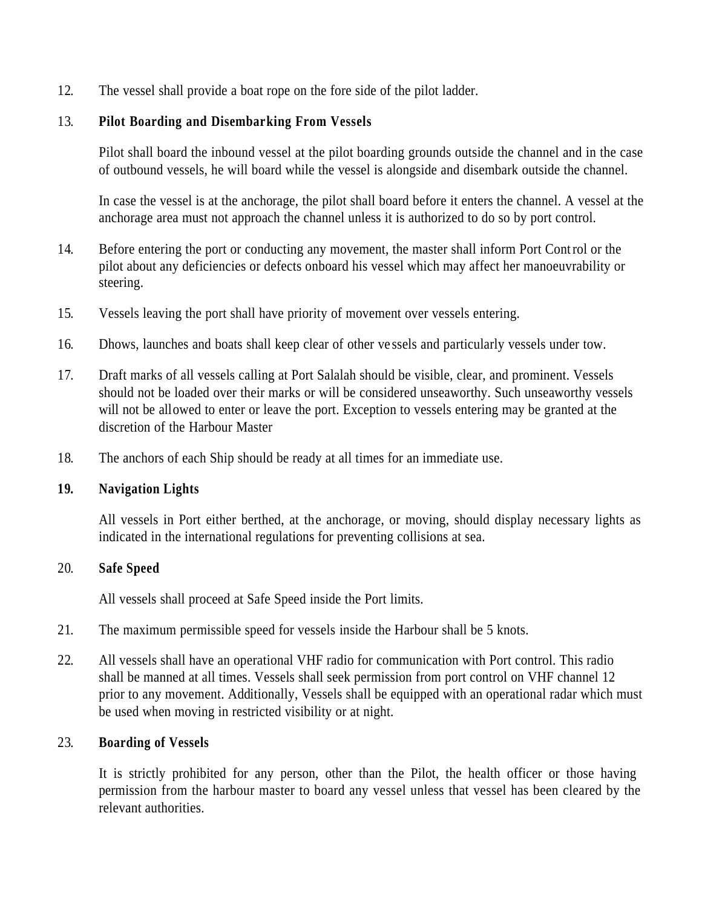12. The vessel shall provide a boat rope on the fore side of the pilot ladder.

13. **Pilot Boarding and Disembarking From Vessels**

    Pilot shall board the inbound vessel at the pilot boarding grounds outside the channel and in the case of outbound vessels, he will board while the vessel is alongside and disembark outside the channel.

    In case the vessel is at the anchorage, the pilot shall board before it enters the channel. A vessel at the anchorage area must not approach the channel unless it is authorized to do so by port control.

14. Before entering the port or conducting any movement, the master shall inform Port Control or the pilot about any deficiencies or defects onboard his vessel which may affect her manoeuvrability or steering.

15. Vessels leaving the port shall have priority of movement over vessels entering.

16. Dhows, launches and boats shall keep clear of other vessels and particularly vessels under tow.

17. Draft marks of all vessels calling at Port Salalah should be visible, clear, and prominent. Vessels should not be loaded over their marks or will be considered unseaworthy. Such unseaworthy vessels will not be allowed to enter or leave the port. Exception to vessels entering may be granted at the discretion of the Harbour Master

18. The anchors of each Ship should be ready at all times for an immediate use.

19. **Navigation Lights**

    All vessels in Port either berthed, at the anchorage, or moving, should display necessary lights as indicated in the international regulations for preventing collisions at sea.

20. **Safe Speed**

    All vessels shall proceed at Safe Speed inside the Port limits.

21. The maximum permissible speed for vessels inside the Harbour shall be 5 knots.

22. All vessels shall have an operational VHF radio for communication with Port control. This radio shall be manned at all times. Vessels shall seek permission from port control on VHF channel 12 prior to any movement. Additionally, Vessels shall be equipped with an operational radar which must be used when moving in restricted visibility or at night.

23. **Boarding of Vessels**

    It is strictly prohibited for any person, other than the Pilot, the health officer or those having permission from the harbour master to board any vessel unless that vessel has been cleared by the relevant authorities.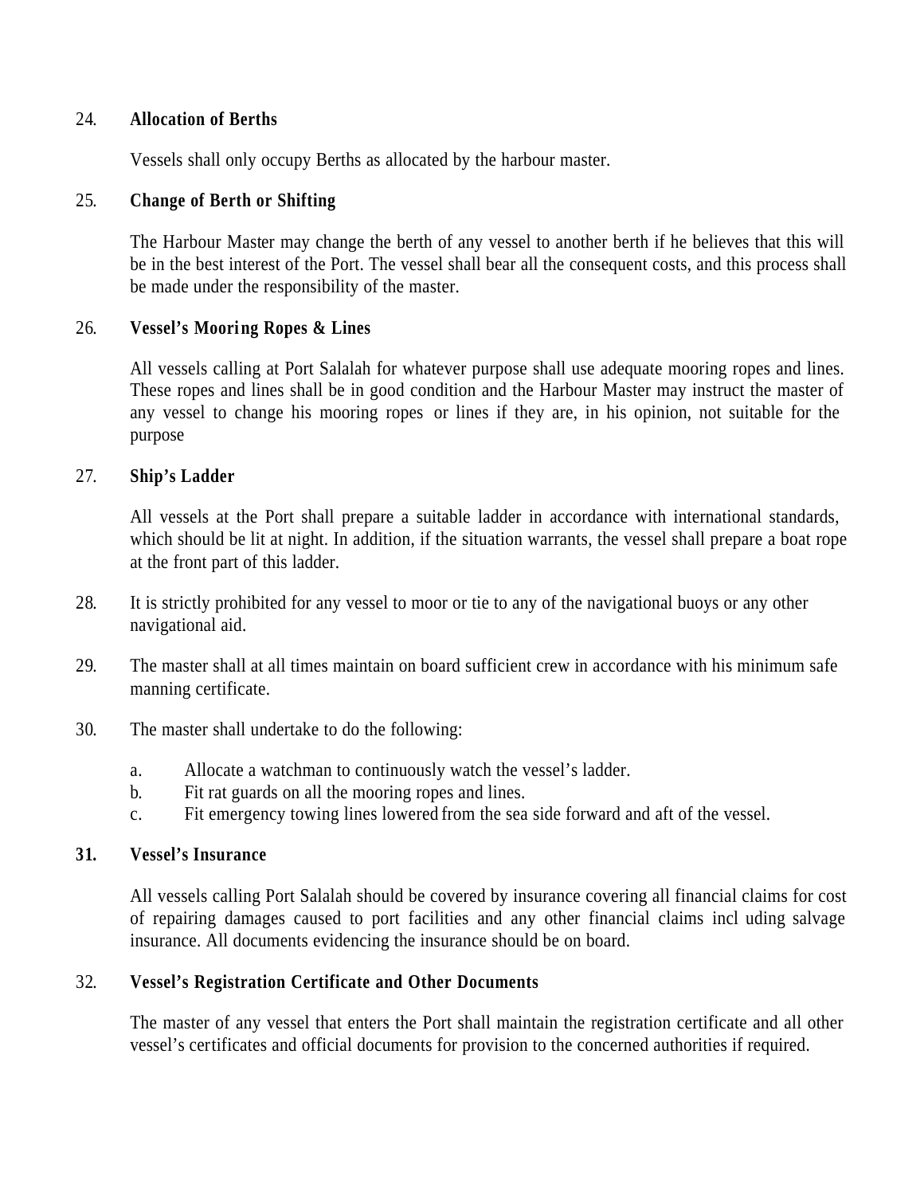24. **Allocation of Berths**

Vessels shall only occupy Berths as allocated by the harbour master.

25. **Change of Berth or Shifting**

The Harbour Master may change the berth of any vessel to another berth if he believes that this will be in the best interest of the Port. The vessel shall bear all the consequent costs, and this process shall be made under the responsibility of the master.

26. **Vessel's Mooring Ropes & Lines**

All vessels calling at Port Salalah for whatever purpose shall use adequate mooring ropes and lines. These ropes and lines shall be in good condition and the Harbour Master may instruct the master of any vessel to change his mooring ropes or lines if they are, in his opinion, not suitable for the purpose

27. **Ship's Ladder**

All vessels at the Port shall prepare a suitable ladder in accordance with international standards, which should be lit at night. In addition, if the situation warrants, the vessel shall prepare a boat rope at the front part of this ladder.

28. It is strictly prohibited for any vessel to moor or tie to any of the navigational buoys or any other navigational aid.

29. The master shall at all times maintain on board sufficient crew in accordance with his minimum safe manning certificate.

30. The master shall undertake to do the following:

    a. Allocate a watchman to continuously watch the vessel's ladder.
    b. Fit rat guards on all the mooring ropes and lines.
    c. Fit emergency towing lines lowered from the sea side forward and aft of the vessel.

**31. Vessel's Insurance**

All vessels calling Port Salalah should be covered by insurance covering all financial claims for cost of repairing damages caused to port facilities and any other financial claims including salvage insurance. All documents evidencing the insurance should be on board.

32. **Vessel's Registration Certificate and Other Documents**

The master of any vessel that enters the Port shall maintain the registration certificate and all other vessel's certificates and official documents for provision to the concerned authorities if required.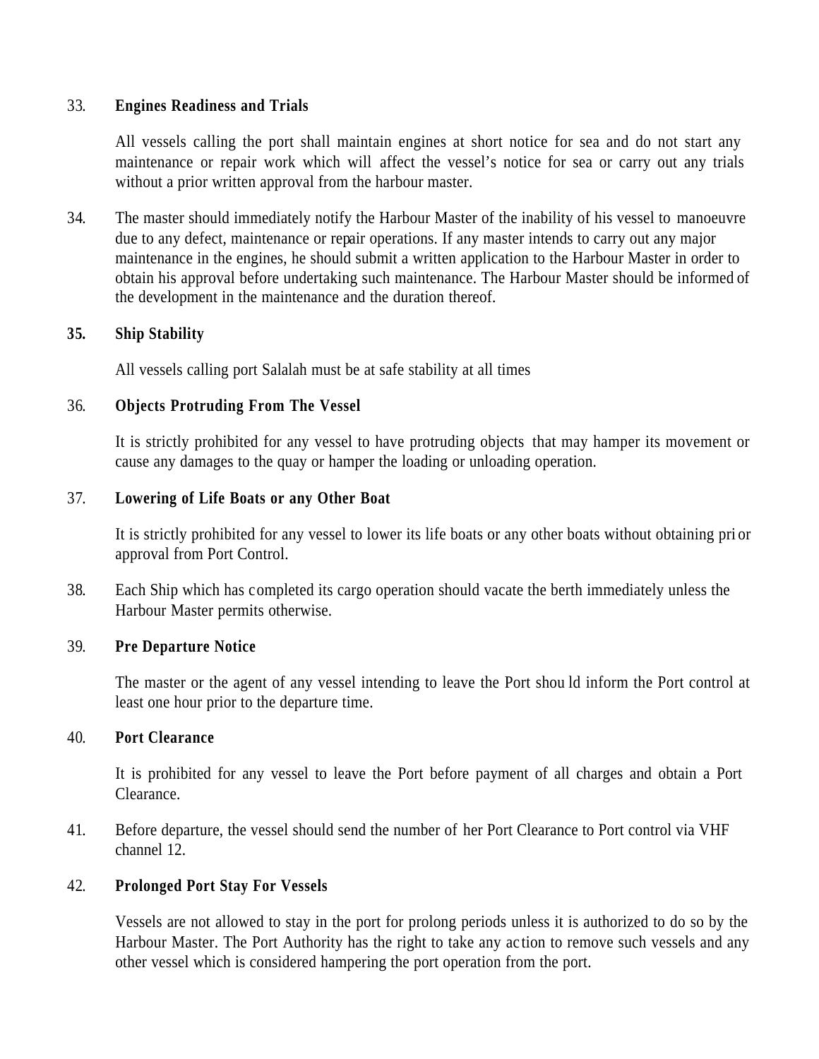33. **Engines Readiness and Trials**

All vessels calling the port shall maintain engines at short notice for sea and do not start any maintenance or repair work which will affect the vessel's notice for sea or carry out any trials without a prior written approval from the harbour master.

34. The master should immediately notify the Harbour Master of the inability of his vessel to manoeuvre due to any defect, maintenance or repair operations. If any master intends to carry out any major maintenance in the engines, he should submit a written application to the Harbour Master in order to obtain his approval before undertaking such maintenance. The Harbour Master should be informed of the development in the maintenance and the duration thereof.

**35. Ship Stability**

All vessels calling port Salalah must be at safe stability at all times

36. **Objects Protruding From The Vessel**

It is strictly prohibited for any vessel to have protruding objects that may hamper its movement or cause any damages to the quay or hamper the loading or unloading operation.

37. **Lowering of Life Boats or any Other Boat**

It is strictly prohibited for any vessel to lower its life boats or any other boats without obtaining prior approval from Port Control.

38. Each Ship which has completed its cargo operation should vacate the berth immediately unless the Harbour Master permits otherwise.

39. **Pre Departure Notice**

The master or the agent of any vessel intending to leave the Port should inform the Port control at least one hour prior to the departure time.

40. **Port Clearance**

It is prohibited for any vessel to leave the Port before payment of all charges and obtain a Port Clearance.

41. Before departure, the vessel should send the number of her Port Clearance to Port control via VHF channel 12.

42. **Prolonged Port Stay For Vessels**

Vessels are not allowed to stay in the port for prolong periods unless it is authorized to do so by the Harbour Master. The Port Authority has the right to take any action to remove such vessels and any other vessel which is considered hampering the port operation from the port.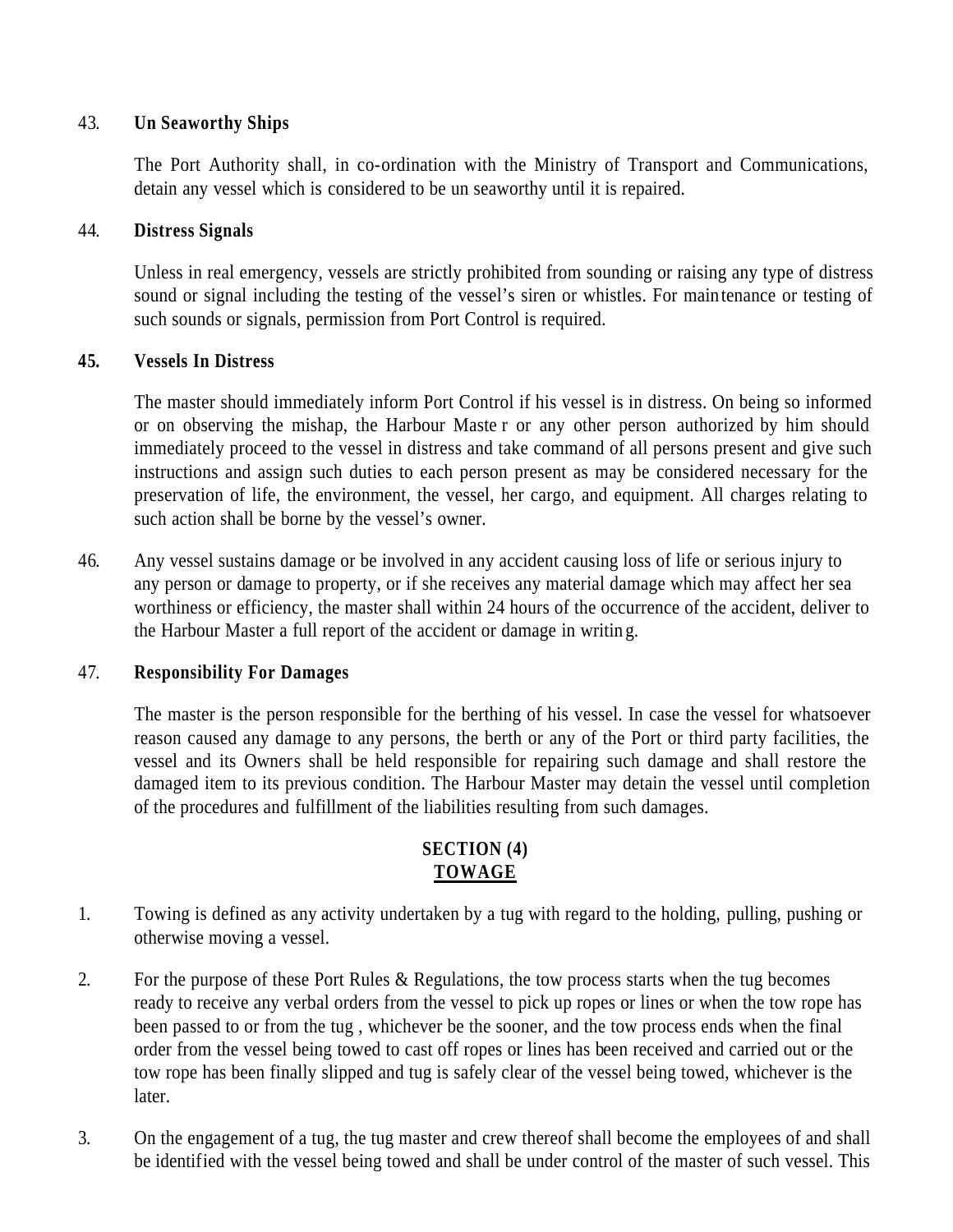43. **Un Seaworthy Ships**

The Port Authority shall, in co-ordination with the Ministry of Transport and Communications, detain any vessel which is considered to be un seaworthy until it is repaired.

44. **Distress Signals**

Unless in real emergency, vessels are strictly prohibited from sounding or raising any type of distress sound or signal including the testing of the vessel's siren or whistles. For maintenance or testing of such sounds or signals, permission from Port Control is required.

**45. Vessels In Distress**

The master should immediately inform Port Control if his vessel is in distress. On being so informed or on observing the mishap, the Harbour Master or any other person authorized by him should immediately proceed to the vessel in distress and take command of all persons present and give such instructions and assign such duties to each person present as may be considered necessary for the preservation of life, the environment, the vessel, her cargo, and equipment. All charges relating to such action shall be borne by the vessel's owner.

46. Any vessel sustains damage or be involved in any accident causing loss of life or serious injury to any person or damage to property, or if she receives any material damage which may affect her sea worthiness or efficiency, the master shall within 24 hours of the occurrence of the accident, deliver to the Harbour Master a full report of the accident or damage in writing.

47. **Responsibility For Damages**

The master is the person responsible for the berthing of his vessel. In case the vessel for whatsoever reason caused any damage to any persons, the berth or any of the Port or third party facilities, the vessel and its Owners shall be held responsible for repairing such damage and shall restore the damaged item to its previous condition. The Harbour Master may detain the vessel until completion of the procedures and fulfillment of the liabilities resulting from such damages.

## SECTION (4)
## TOWAGE

1. Towing is defined as any activity undertaken by a tug with regard to the holding, pulling, pushing or otherwise moving a vessel.

2. For the purpose of these Port Rules & Regulations, the tow process starts when the tug becomes ready to receive any verbal orders from the vessel to pick up ropes or lines or when the tow rope has been passed to or from the tug , whichever be the sooner, and the tow process ends when the final order from the vessel being towed to cast off ropes or lines has been received and carried out or the tow rope has been finally slipped and tug is safely clear of the vessel being towed, whichever is the later.

3. On the engagement of a tug, the tug master and crew thereof shall become the employees of and shall be identified with the vessel being towed and shall be under control of the master of such vessel. This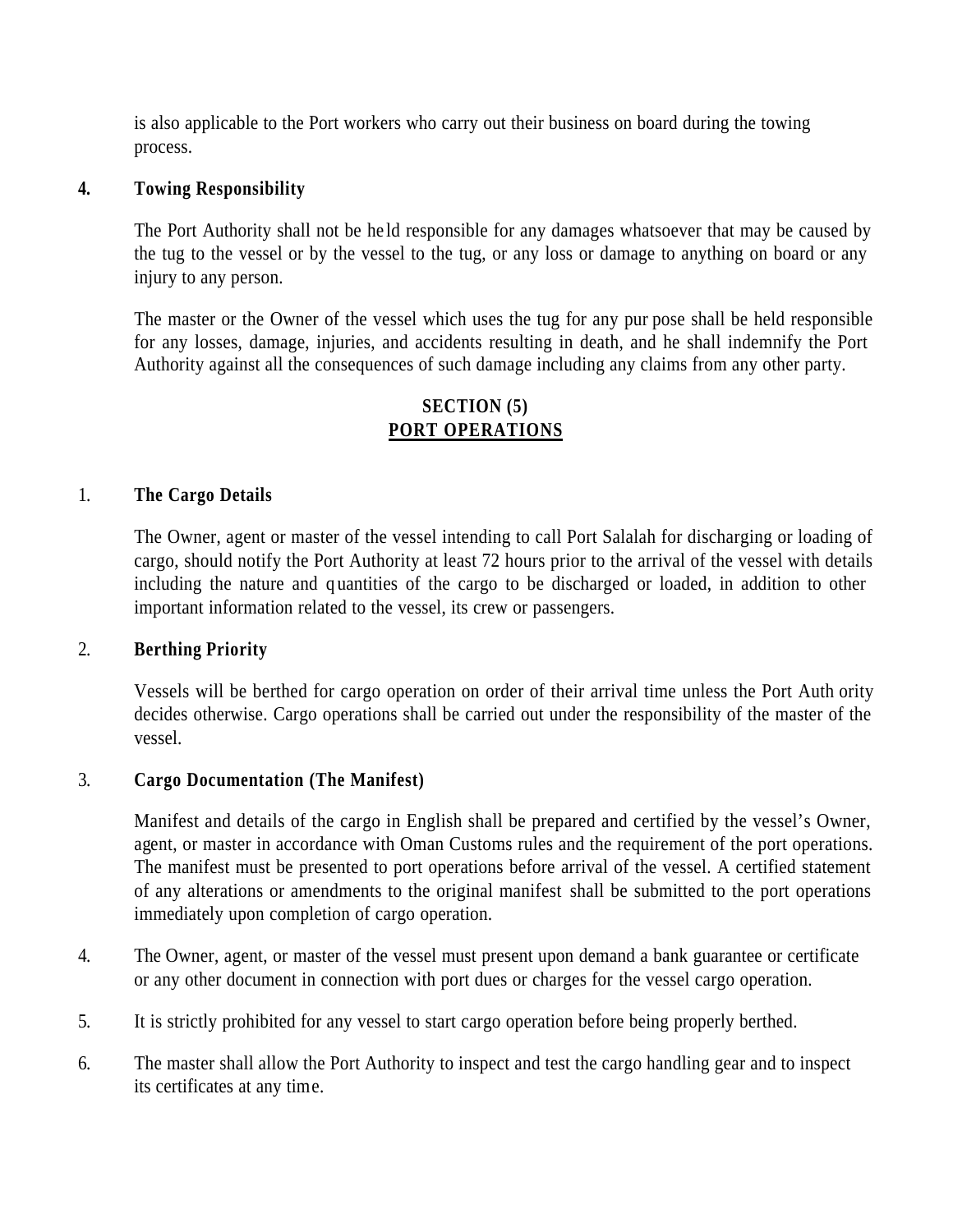is also applicable to the Port workers who carry out their business on board during the towing process.

**4. Towing Responsibility**

The Port Authority shall not be held responsible for any damages whatsoever that may be caused by the tug to the vessel or by the vessel to the tug, or any loss or damage to anything on board or any injury to any person.

The master or the Owner of the vessel which uses the tug for any purpose shall be held responsible for any losses, damage, injuries, and accidents resulting in death, and he shall indemnify the Port Authority against all the consequences of such damage including any claims from any other party.

## SECTION (5)
## PORT OPERATIONS

1. **The Cargo Details**

The Owner, agent or master of the vessel intending to call Port Salalah for discharging or loading of cargo, should notify the Port Authority at least 72 hours prior to the arrival of the vessel with details including the nature and quantities of the cargo to be discharged or loaded, in addition to other important information related to the vessel, its crew or passengers.

2. **Berthing Priority**

Vessels will be berthed for cargo operation on order of their arrival time unless the Port Authority decides otherwise. Cargo operations shall be carried out under the responsibility of the master of the vessel.

3. **Cargo Documentation (The Manifest)**

Manifest and details of the cargo in English shall be prepared and certified by the vessel's Owner, agent, or master in accordance with Oman Customs rules and the requirement of the port operations. The manifest must be presented to port operations before arrival of the vessel. A certified statement of any alterations or amendments to the original manifest shall be submitted to the port operations immediately upon completion of cargo operation.

4. The Owner, agent, or master of the vessel must present upon demand a bank guarantee or certificate or any other document in connection with port dues or charges for the vessel cargo operation.

5. It is strictly prohibited for any vessel to start cargo operation before being properly berthed.

6. The master shall allow the Port Authority to inspect and test the cargo handling gear and to inspect its certificates at any time.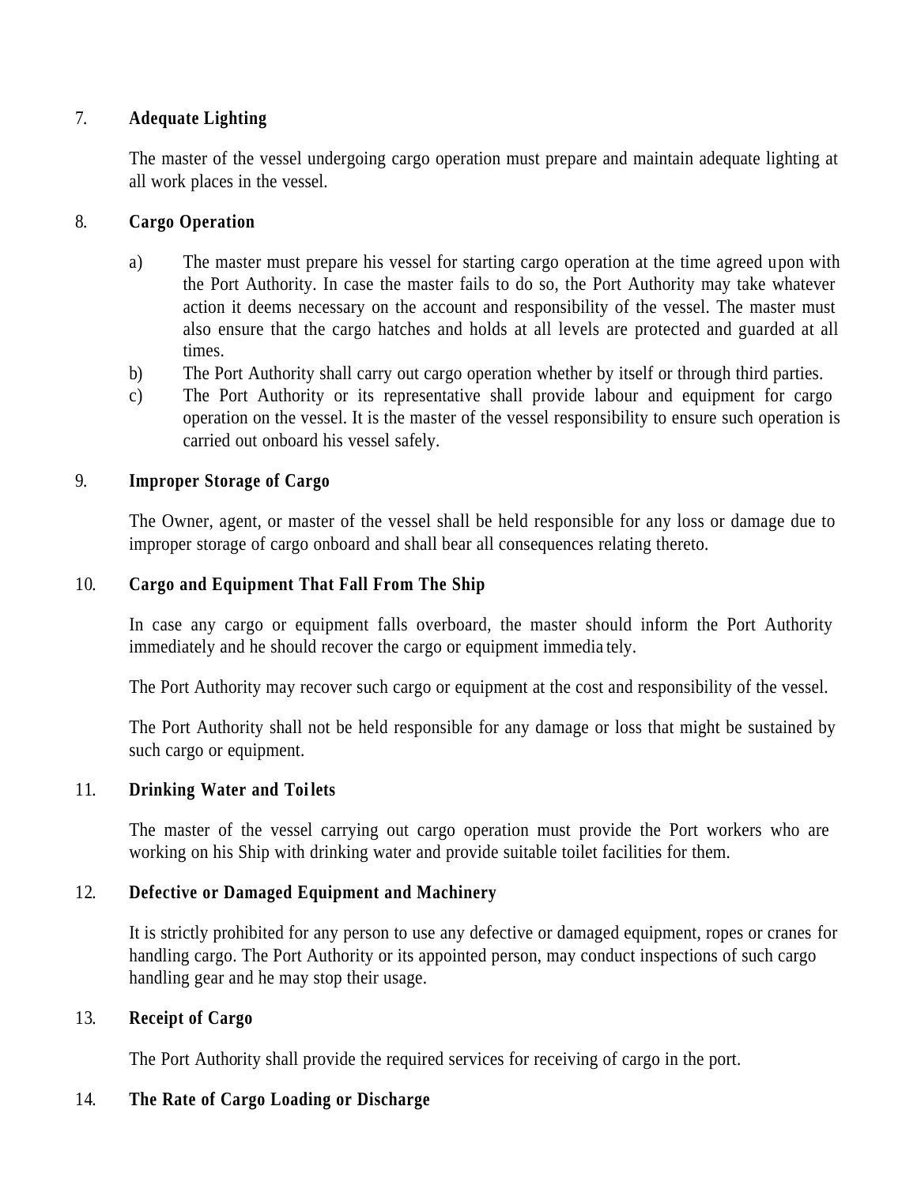## 7. Adequate Lighting

The master of the vessel undergoing cargo operation must prepare and maintain adequate lighting at all work places in the vessel.

## 8. Cargo Operation

a) The master must prepare his vessel for starting cargo operation at the time agreed upon with the Port Authority. In case the master fails to do so, the Port Authority may take whatever action it deems necessary on the account and responsibility of the vessel. The master must also ensure that the cargo hatches and holds at all levels are protected and guarded at all times.

b) The Port Authority shall carry out cargo operation whether by itself or through third parties.

c) The Port Authority or its representative shall provide labour and equipment for cargo operation on the vessel. It is the master of the vessel responsibility to ensure such operation is carried out onboard his vessel safely.

## 9. Improper Storage of Cargo

The Owner, agent, or master of the vessel shall be held responsible for any loss or damage due to improper storage of cargo onboard and shall bear all consequences relating thereto.

## 10. Cargo and Equipment That Fall From The Ship

In case any cargo or equipment falls overboard, the master should inform the Port Authority immediately and he should recover the cargo or equipment immediately.

The Port Authority may recover such cargo or equipment at the cost and responsibility of the vessel.

The Port Authority shall not be held responsible for any damage or loss that might be sustained by such cargo or equipment.

## 11. Drinking Water and Toilets

The master of the vessel carrying out cargo operation must provide the Port workers who are working on his Ship with drinking water and provide suitable toilet facilities for them.

## 12. Defective or Damaged Equipment and Machinery

It is strictly prohibited for any person to use any defective or damaged equipment, ropes or cranes for handling cargo. The Port Authority or its appointed person, may conduct inspections of such cargo handling gear and he may stop their usage.

## 13. Receipt of Cargo

The Port Authority shall provide the required services for receiving of cargo in the port.

## 14. The Rate of Cargo Loading or Discharge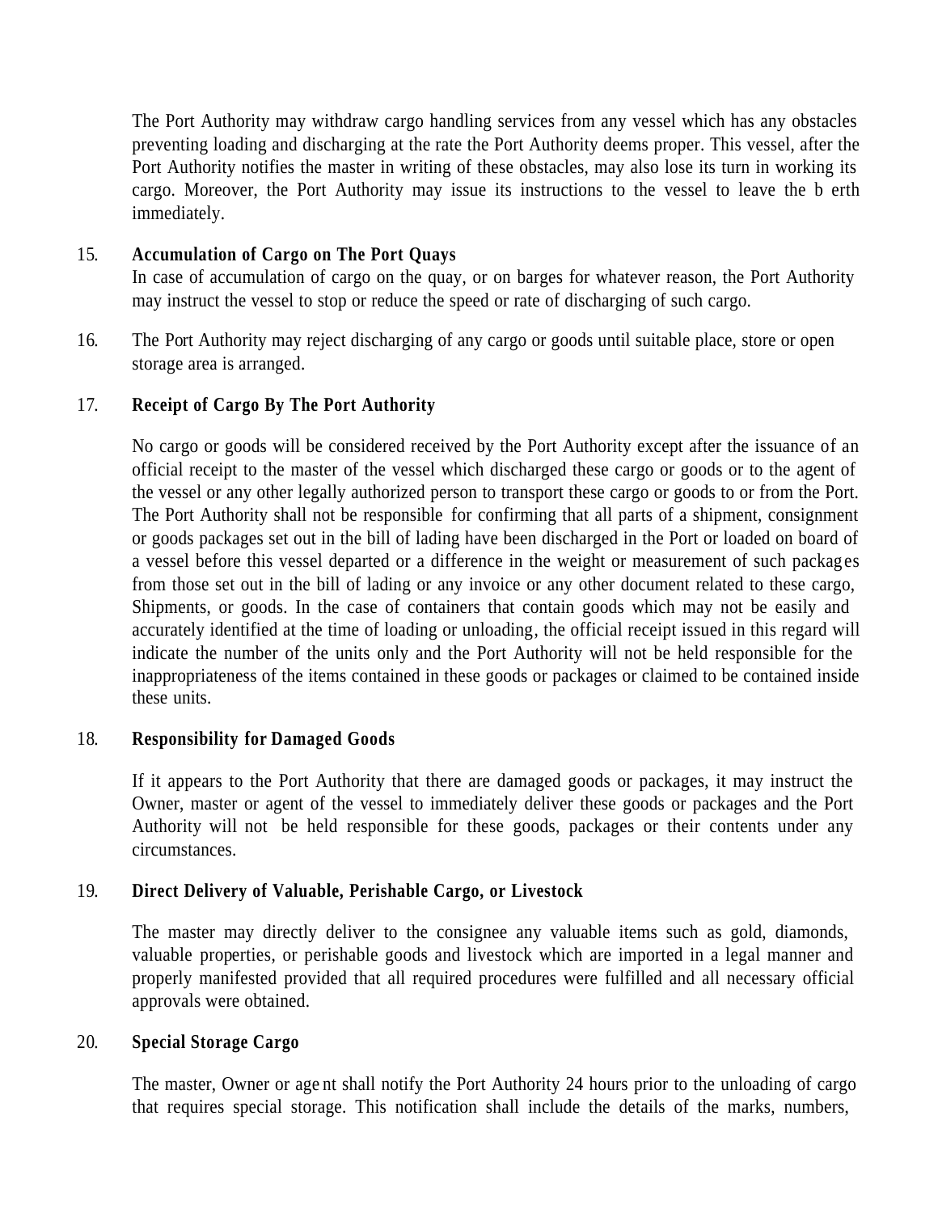The Port Authority may withdraw cargo handling services from any vessel which has any obstacles preventing loading and discharging at the rate the Port Authority deems proper. This vessel, after the Port Authority notifies the master in writing of these obstacles, may also lose its turn in working its cargo. Moreover, the Port Authority may issue its instructions to the vessel to leave the berth immediately.

15. **Accumulation of Cargo on The Port Quays**

In case of accumulation of cargo on the quay, or on barges for whatever reason, the Port Authority may instruct the vessel to stop or reduce the speed or rate of discharging of such cargo.

16. The Port Authority may reject discharging of any cargo or goods until suitable place, store or open storage area is arranged.

17. **Receipt of Cargo By The Port Authority**

No cargo or goods will be considered received by the Port Authority except after the issuance of an official receipt to the master of the vessel which discharged these cargo or goods or to the agent of the vessel or any other legally authorized person to transport these cargo or goods to or from the Port. The Port Authority shall not be responsible for confirming that all parts of a shipment, consignment or goods packages set out in the bill of lading have been discharged in the Port or loaded on board of a vessel before this vessel departed or a difference in the weight or measurement of such packages from those set out in the bill of lading or any invoice or any other document related to these cargo, Shipments, or goods. In the case of containers that contain goods which may not be easily and accurately identified at the time of loading or unloading, the official receipt issued in this regard will indicate the number of the units only and the Port Authority will not be held responsible for the inappropriateness of the items contained in these goods or packages or claimed to be contained inside these units.

18. **Responsibility for Damaged Goods**

If it appears to the Port Authority that there are damaged goods or packages, it may instruct the Owner, master or agent of the vessel to immediately deliver these goods or packages and the Port Authority will not be held responsible for these goods, packages or their contents under any circumstances.

19. **Direct Delivery of Valuable, Perishable Cargo, or Livestock**

The master may directly deliver to the consignee any valuable items such as gold, diamonds, valuable properties, or perishable goods and livestock which are imported in a legal manner and properly manifested provided that all required procedures were fulfilled and all necessary official approvals were obtained.

20. **Special Storage Cargo**

The master, Owner or agent shall notify the Port Authority 24 hours prior to the unloading of cargo that requires special storage. This notification shall include the details of the marks, numbers,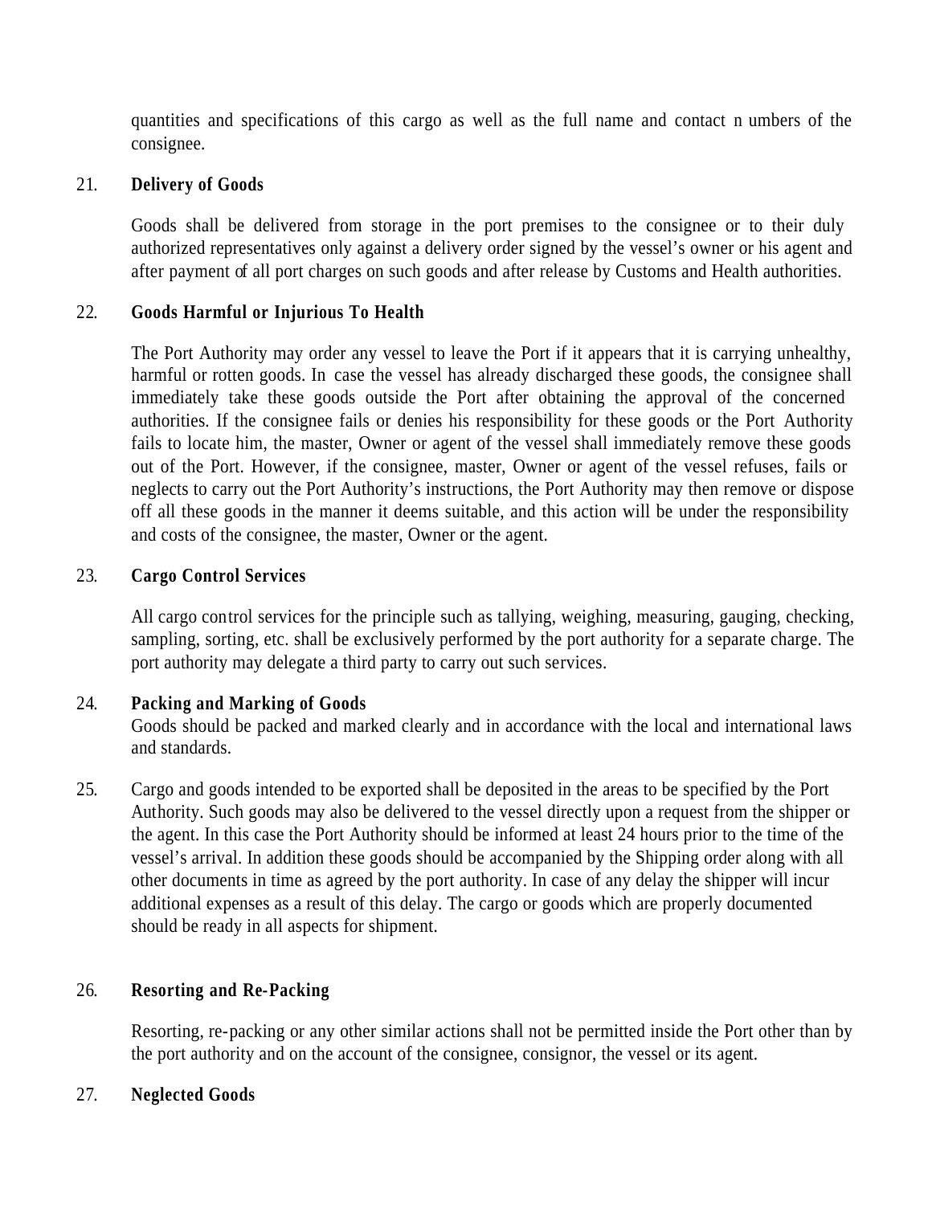quantities and specifications of this cargo as well as the full name and contact n umbers of the consignee.

21. **Delivery of Goods**

Goods shall be delivered from storage in the port premises to the consignee or to their duly authorized representatives only against a delivery order signed by the vessel's owner or his agent and after payment of all port charges on such goods and after release by Customs and Health authorities.

22. **Goods Harmful or Injurious To Health**

The Port Authority may order any vessel to leave the Port if it appears that it is carrying unhealthy, harmful or rotten goods. In case the vessel has already discharged these goods, the consignee shall immediately take these goods outside the Port after obtaining the approval of the concerned authorities. If the consignee fails or denies his responsibility for these goods or the Port Authority fails to locate him, the master, Owner or agent of the vessel shall immediately remove these goods out of the Port. However, if the consignee, master, Owner or agent of the vessel refuses, fails or neglects to carry out the Port Authority's instructions, the Port Authority may then remove or dispose off all these goods in the manner it deems suitable, and this action will be under the responsibility and costs of the consignee, the master, Owner or the agent.

23. **Cargo Control Services**

All cargo control services for the principle such as tallying, weighing, measuring, gauging, checking, sampling, sorting, etc. shall be exclusively performed by the port authority for a separate charge. The port authority may delegate a third party to carry out such services.

24. **Packing and Marking of Goods**

Goods should be packed and marked clearly and in accordance with the local and international laws and standards.

25. Cargo and goods intended to be exported shall be deposited in the areas to be specified by the Port Authority. Such goods may also be delivered to the vessel directly upon a request from the shipper or the agent. In this case the Port Authority should be informed at least 24 hours prior to the time of the vessel's arrival. In addition these goods should be accompanied by the Shipping order along with all other documents in time as agreed by the port authority. In case of any delay the shipper will incur additional expenses as a result of this delay. The cargo or goods which are properly documented should be ready in all aspects for shipment.

26. **Resorting and Re-Packing**

Resorting, re-packing or any other similar actions shall not be permitted inside the Port other than by the port authority and on the account of the consignee, consignor, the vessel or its agent.

27. **Neglected Goods**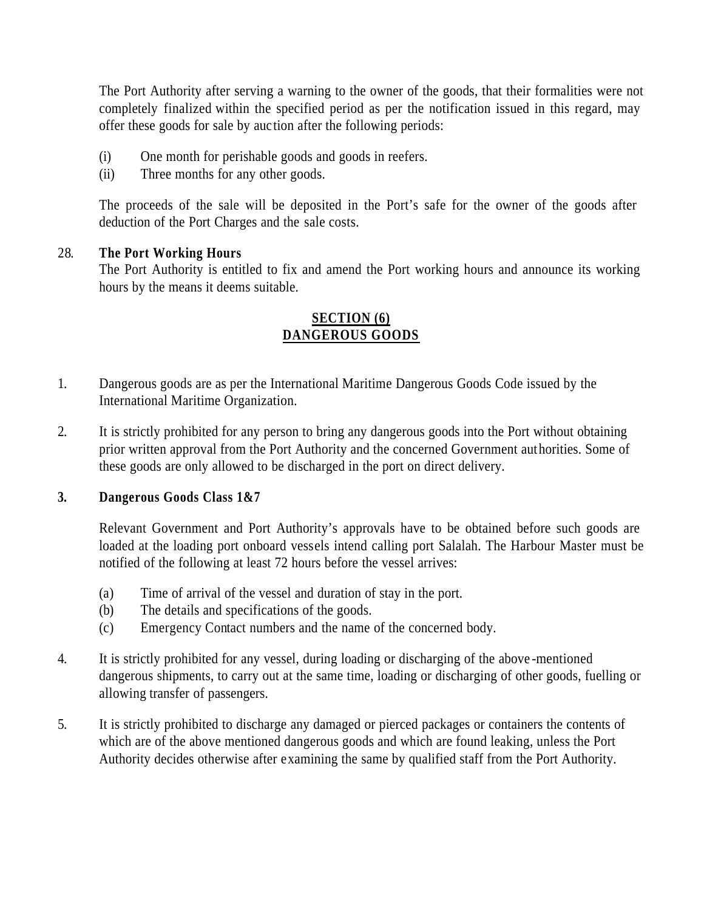The Port Authority after serving a warning to the owner of the goods, that their formalities were not completely finalized within the specified period as per the notification issued in this regard, may offer these goods for sale by auction after the following periods:

(i) One month for perishable goods and goods in reefers.
(ii) Three months for any other goods.

The proceeds of the sale will be deposited in the Port's safe for the owner of the goods after deduction of the Port Charges and the sale costs.

28. **The Port Working Hours**
The Port Authority is entitled to fix and amend the Port working hours and announce its working hours by the means it deems suitable.

## SECTION (6)
## DANGEROUS GOODS

1. Dangerous goods are as per the International Maritime Dangerous Goods Code issued by the International Maritime Organization.

2. It is strictly prohibited for any person to bring any dangerous goods into the Port without obtaining prior written approval from the Port Authority and the concerned Government authorities. Some of these goods are only allowed to be discharged in the port on direct delivery.

3. **Dangerous Goods Class 1&7**

Relevant Government and Port Authority's approvals have to be obtained before such goods are loaded at the loading port onboard vessels intend calling port Salalah. The Harbour Master must be notified of the following at least 72 hours before the vessel arrives:

(a) Time of arrival of the vessel and duration of stay in the port.
(b) The details and specifications of the goods.
(c) Emergency Contact numbers and the name of the concerned body.

4. It is strictly prohibited for any vessel, during loading or discharging of the above-mentioned dangerous shipments, to carry out at the same time, loading or discharging of other goods, fuelling or allowing transfer of passengers.

5. It is strictly prohibited to discharge any damaged or pierced packages or containers the contents of which are of the above mentioned dangerous goods and which are found leaking, unless the Port Authority decides otherwise after examining the same by qualified staff from the Port Authority.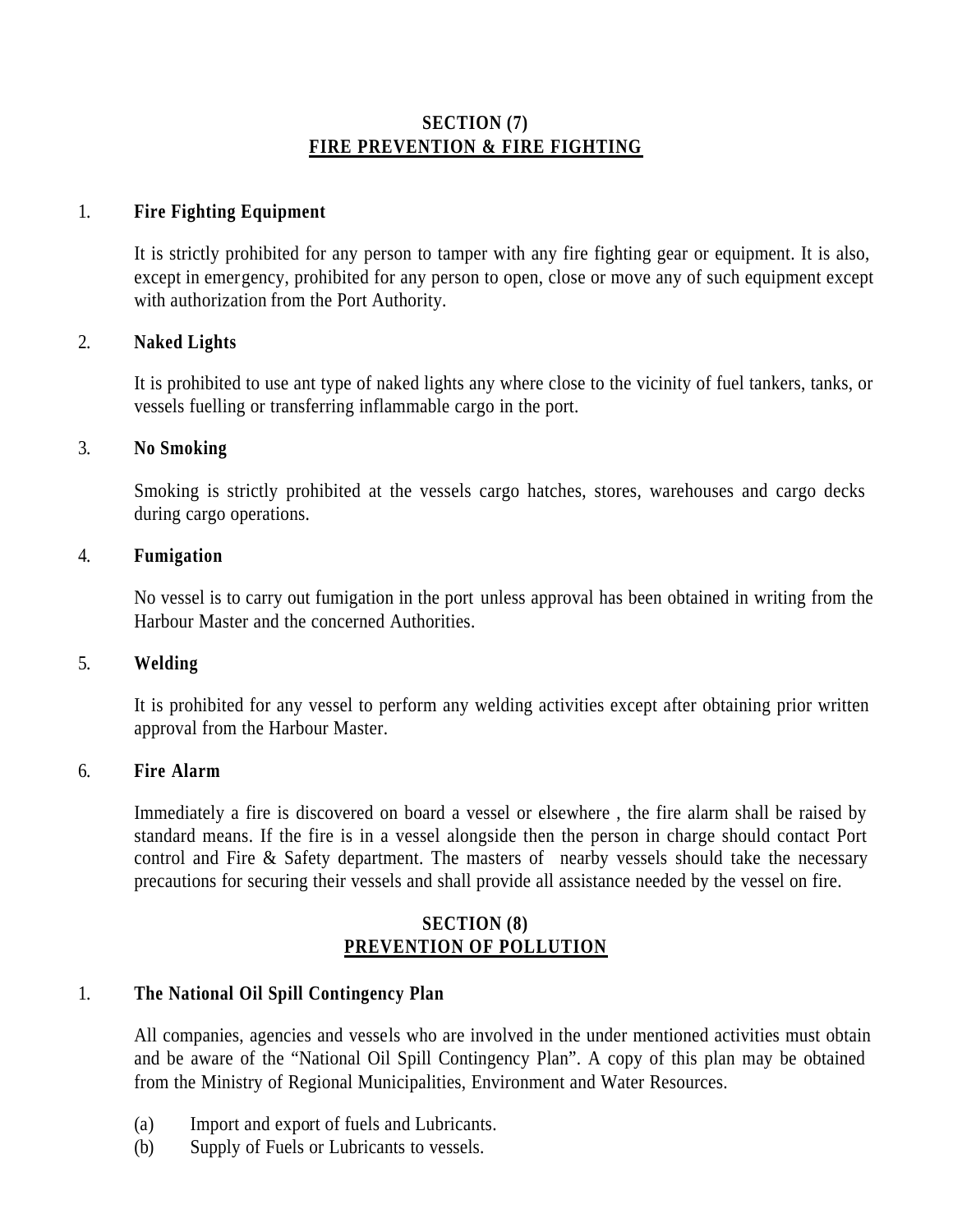## SECTION (7)
## FIRE PREVENTION & FIRE FIGHTING

1. **Fire Fighting Equipment**

   It is strictly prohibited for any person to tamper with any fire fighting gear or equipment. It is also, except in emergency, prohibited for any person to open, close or move any of such equipment except with authorization from the Port Authority.

2. **Naked Lights**

   It is prohibited to use ant type of naked lights any where close to the vicinity of fuel tankers, tanks, or vessels fuelling or transferring inflammable cargo in the port.

3. **No Smoking**

   Smoking is strictly prohibited at the vessels cargo hatches, stores, warehouses and cargo decks during cargo operations.

4. **Fumigation**

   No vessel is to carry out fumigation in the port unless approval has been obtained in writing from the Harbour Master and the concerned Authorities.

5. **Welding**

   It is prohibited for any vessel to perform any welding activities except after obtaining prior written approval from the Harbour Master.

6. **Fire Alarm**

   Immediately a fire is discovered on board a vessel or elsewhere , the fire alarm shall be raised by standard means. If the fire is in a vessel alongside then the person in charge should contact Port control and Fire & Safety department. The masters of nearby vessels should take the necessary precautions for securing their vessels and shall provide all assistance needed by the vessel on fire.

## SECTION (8)
## PREVENTION OF POLLUTION

1. **The National Oil Spill Contingency Plan**

   All companies, agencies and vessels who are involved in the under mentioned activities must obtain and be aware of the "National Oil Spill Contingency Plan". A copy of this plan may be obtained from the Ministry of Regional Municipalities, Environment and Water Resources.

   (a) Import and export of fuels and Lubricants.
   (b) Supply of Fuels or Lubricants to vessels.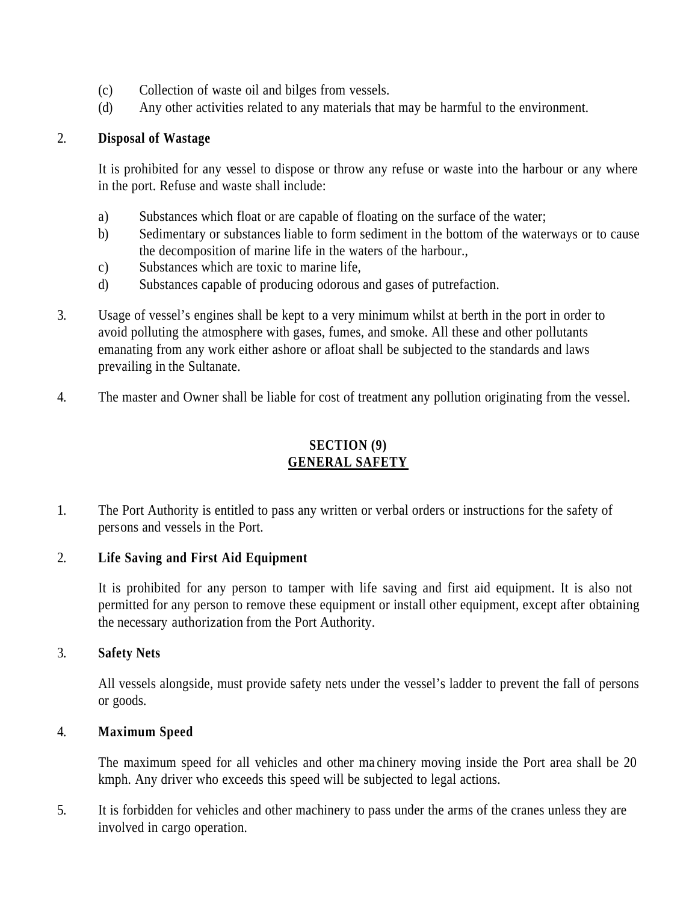(c) Collection of waste oil and bilges from vessels.
(d) Any other activities related to any materials that may be harmful to the environment.

2. **Disposal of Wastage**

   It is prohibited for any vessel to dispose or throw any refuse or waste into the harbour or any where in the port. Refuse and waste shall include:

   a) Substances which float or are capable of floating on the surface of the water;
   b) Sedimentary or substances liable to form sediment in the bottom of the waterways or to cause the decomposition of marine life in the waters of the harbour.,
   c) Substances which are toxic to marine life,
   d) Substances capable of producing odorous and gases of putrefaction.

3. Usage of vessel's engines shall be kept to a very minimum whilst at berth in the port in order to avoid polluting the atmosphere with gases, fumes, and smoke. All these and other pollutants emanating from any work either ashore or afloat shall be subjected to the standards and laws prevailing in the Sultanate.

4. The master and Owner shall be liable for cost of treatment any pollution originating from the vessel.

## SECTION (9)
## GENERAL SAFETY

1. The Port Authority is entitled to pass any written or verbal orders or instructions for the safety of persons and vessels in the Port.

2. **Life Saving and First Aid Equipment**

   It is prohibited for any person to tamper with life saving and first aid equipment. It is also not permitted for any person to remove these equipment or install other equipment, except after obtaining the necessary authorization from the Port Authority.

3. **Safety Nets**

   All vessels alongside, must provide safety nets under the vessel's ladder to prevent the fall of persons or goods.

4. **Maximum Speed**

   The maximum speed for all vehicles and other machinery moving inside the Port area shall be 20 kmph. Any driver who exceeds this speed will be subjected to legal actions.

5. It is forbidden for vehicles and other machinery to pass under the arms of the cranes unless they are involved in cargo operation.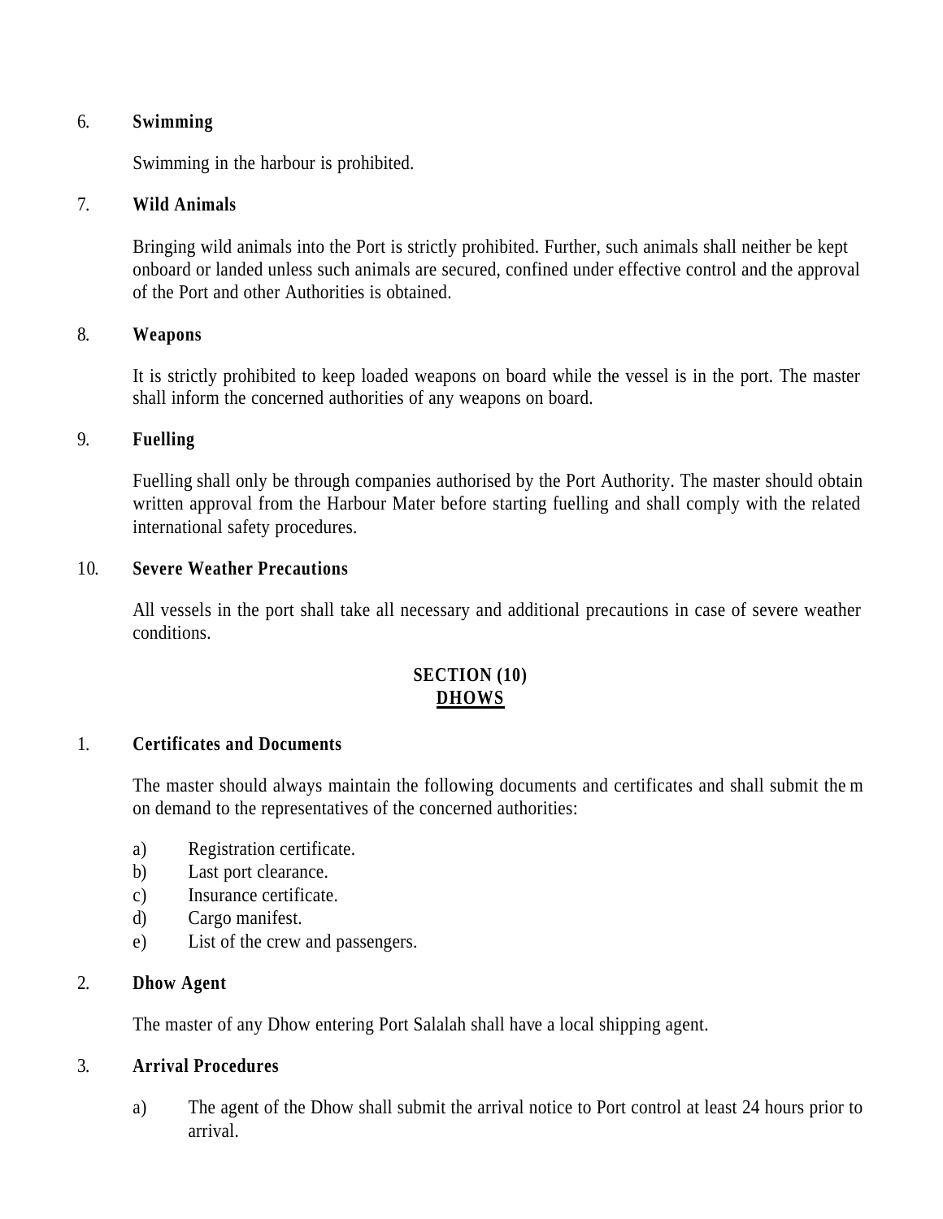6. **Swimming**

   Swimming in the harbour is prohibited.

7. **Wild Animals**

   Bringing wild animals into the Port is strictly prohibited. Further, such animals shall neither be kept onboard or landed unless such animals are secured, confined under effective control and the approval of the Port and other Authorities is obtained.

8. **Weapons**

   It is strictly prohibited to keep loaded weapons on board while the vessel is in the port. The master shall inform the concerned authorities of any weapons on board.

9. **Fuelling**

   Fuelling shall only be through companies authorised by the Port Authority. The master should obtain written approval from the Harbour Mater before starting fuelling and shall comply with the related international safety procedures.

10. **Severe Weather Precautions**

    All vessels in the port shall take all necessary and additional precautions in case of severe weather conditions.

## SECTION (10)
## DHOWS

1. **Certificates and Documents**

   The master should always maintain the following documents and certificates and shall submit them on demand to the representatives of the concerned authorities:

   a) Registration certificate.
   b) Last port clearance.
   c) Insurance certificate.
   d) Cargo manifest.
   e) List of the crew and passengers.

2. **Dhow Agent**

   The master of any Dhow entering Port Salalah shall have a local shipping agent.

3. **Arrival Procedures**

   a) The agent of the Dhow shall submit the arrival notice to Port control at least 24 hours prior to arrival.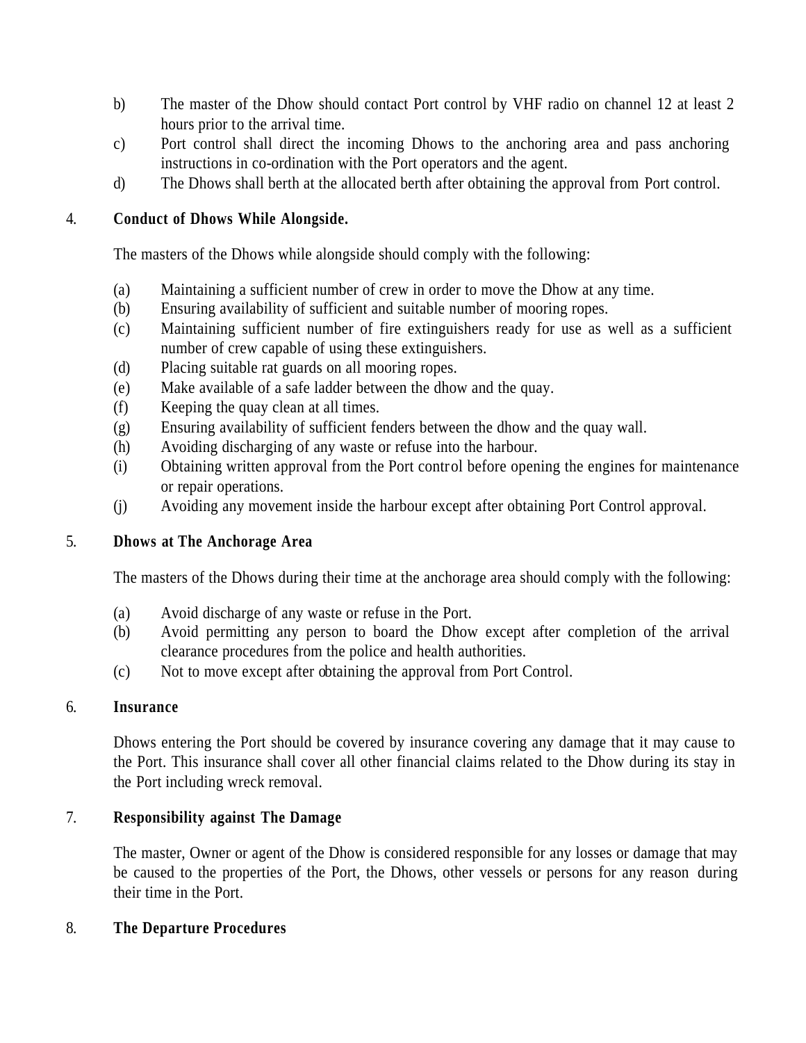b) The master of the Dhow should contact Port control by VHF radio on channel 12 at least 2 hours prior to the arrival time.

c) Port control shall direct the incoming Dhows to the anchoring area and pass anchoring instructions in co-ordination with the Port operators and the agent.

d) The Dhows shall berth at the allocated berth after obtaining the approval from Port control.

4. **Conduct of Dhows While Alongside.**

The masters of the Dhows while alongside should comply with the following:

(a) Maintaining a sufficient number of crew in order to move the Dhow at any time.

(b) Ensuring availability of sufficient and suitable number of mooring ropes.

(c) Maintaining sufficient number of fire extinguishers ready for use as well as a sufficient number of crew capable of using these extinguishers.

(d) Placing suitable rat guards on all mooring ropes.

(e) Make available of a safe ladder between the dhow and the quay.

(f) Keeping the quay clean at all times.

(g) Ensuring availability of sufficient fenders between the dhow and the quay wall.

(h) Avoiding discharging of any waste or refuse into the harbour.

(i) Obtaining written approval from the Port control before opening the engines for maintenance or repair operations.

(j) Avoiding any movement inside the harbour except after obtaining Port Control approval.

5. **Dhows at The Anchorage Area**

The masters of the Dhows during their time at the anchorage area should comply with the following:

(a) Avoid discharge of any waste or refuse in the Port.

(b) Avoid permitting any person to board the Dhow except after completion of the arrival clearance procedures from the police and health authorities.

(c) Not to move except after obtaining the approval from Port Control.

6. **Insurance**

Dhows entering the Port should be covered by insurance covering any damage that it may cause to the Port. This insurance shall cover all other financial claims related to the Dhow during its stay in the Port including wreck removal.

7. **Responsibility against The Damage**

The master, Owner or agent of the Dhow is considered responsible for any losses or damage that may be caused to the properties of the Port, the Dhows, other vessels or persons for any reason during their time in the Port.

8. **The Departure Procedures**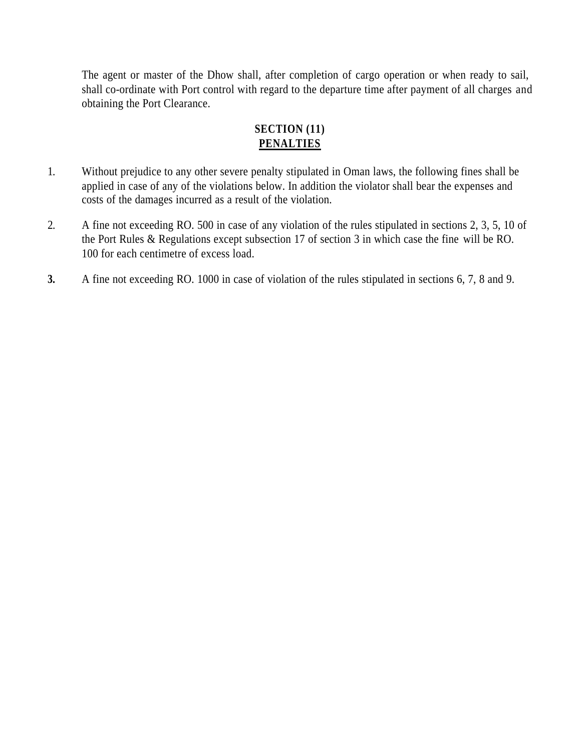The agent or master of the Dhow shall, after completion of cargo operation or when ready to sail, shall co-ordinate with Port control with regard to the departure time after payment of all charges and obtaining the Port Clearance.

## SECTION (11)
## PENALTIES

1. Without prejudice to any other severe penalty stipulated in Oman laws, the following fines shall be applied in case of any of the violations below. In addition the violator shall bear the expenses and costs of the damages incurred as a result of the violation.

2. A fine not exceeding RO. 500 in case of any violation of the rules stipulated in sections 2, 3, 5, 10 of the Port Rules & Regulations except subsection 17 of section 3 in which case the fine will be RO. 100 for each centimetre of excess load.

3. A fine not exceeding RO. 1000 in case of violation of the rules stipulated in sections 6, 7, 8 and 9.